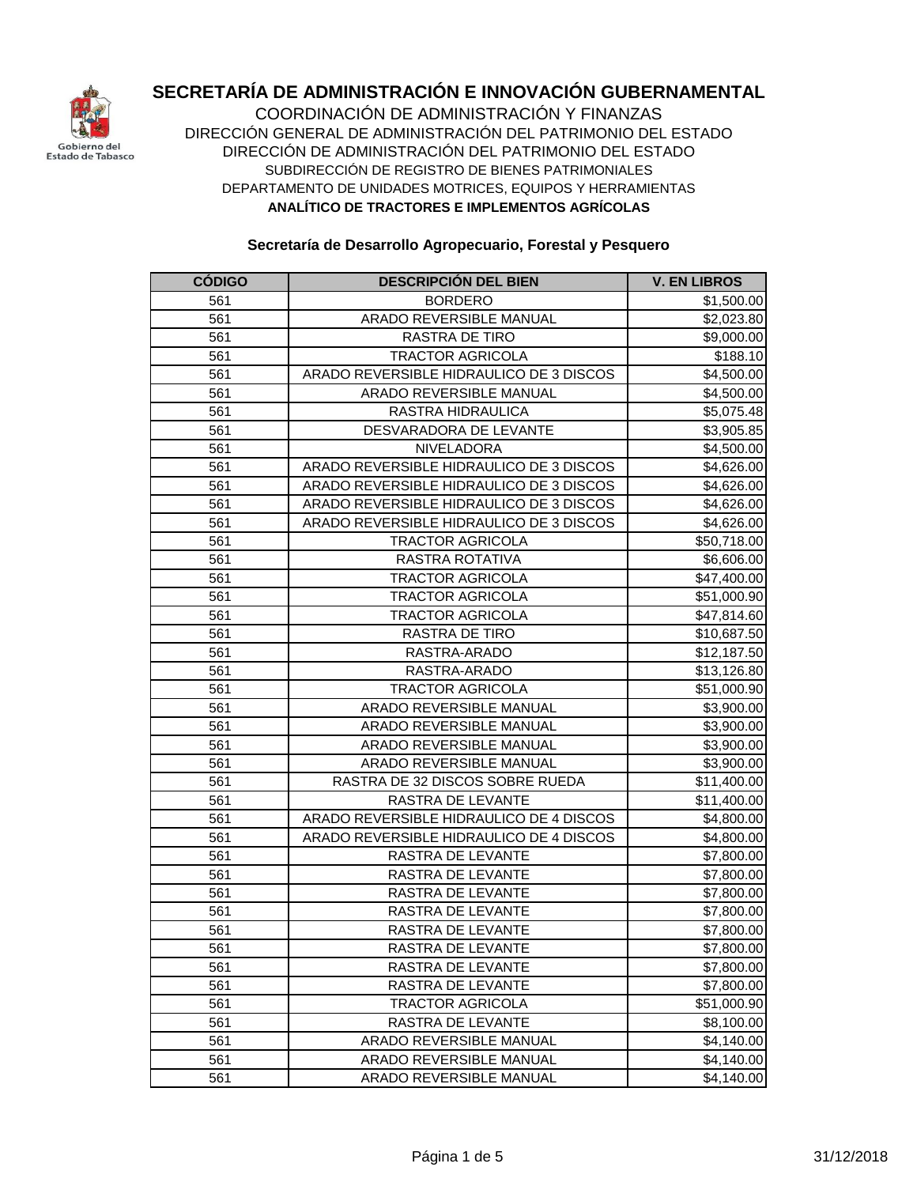# SECRETARÍA DE ADMINISTRACIÓN E INNOVACIÓN GUBERNAMENTAL

COORDINACIÓN DE ADMINISTRACIÓN Y FINANZAS
DIRECCIÓN GENERAL DE ADMINISTRACIÓN DEL PATRIMONIO DEL ESTADO
DIRECCIÓN DE ADMINISTRACIÓN DEL PATRIMONIO DEL ESTADO
SUBDIRECCIÓN DE REGISTRO DE BIENES PATRIMONIALES
DEPARTAMENTO DE UNIDADES MOTRICES, EQUIPOS Y HERRAMIENTAS

**ANALÍTICO DE TRACTORES E IMPLEMENTOS AGRÍCOLAS**

**Secretaría de Desarrollo Agropecuario, Forestal y Pesquero**

| CÓDIGO | DESCRIPCIÓN DEL BIEN | V. EN LIBROS |
|---|---|---|
| 561 | BORDERO | $1,500.00 |
| 561 | ARADO REVERSIBLE MANUAL | $2,023.80 |
| 561 | RASTRA DE TIRO | $9,000.00 |
| 561 | TRACTOR AGRICOLA | $188.10 |
| 561 | ARADO REVERSIBLE HIDRAULICO DE 3 DISCOS | $4,500.00 |
| 561 | ARADO REVERSIBLE MANUAL | $4,500.00 |
| 561 | RASTRA HIDRAULICA | $5,075.48 |
| 561 | DESVARADORA DE LEVANTE | $3,905.85 |
| 561 | NIVELADORA | $4,500.00 |
| 561 | ARADO REVERSIBLE HIDRAULICO DE 3 DISCOS | $4,626.00 |
| 561 | ARADO REVERSIBLE HIDRAULICO DE 3 DISCOS | $4,626.00 |
| 561 | ARADO REVERSIBLE HIDRAULICO DE 3 DISCOS | $4,626.00 |
| 561 | ARADO REVERSIBLE HIDRAULICO DE 3 DISCOS | $4,626.00 |
| 561 | TRACTOR AGRICOLA | $50,718.00 |
| 561 | RASTRA ROTATIVA | $6,606.00 |
| 561 | TRACTOR AGRICOLA | $47,400.00 |
| 561 | TRACTOR AGRICOLA | $51,000.90 |
| 561 | TRACTOR AGRICOLA | $47,814.60 |
| 561 | RASTRA DE TIRO | $10,687.50 |
| 561 | RASTRA-ARADO | $12,187.50 |
| 561 | RASTRA-ARADO | $13,126.80 |
| 561 | TRACTOR AGRICOLA | $51,000.90 |
| 561 | ARADO REVERSIBLE MANUAL | $3,900.00 |
| 561 | ARADO REVERSIBLE MANUAL | $3,900.00 |
| 561 | ARADO REVERSIBLE MANUAL | $3,900.00 |
| 561 | ARADO REVERSIBLE MANUAL | $3,900.00 |
| 561 | RASTRA DE 32 DISCOS SOBRE RUEDA | $11,400.00 |
| 561 | RASTRA DE LEVANTE | $11,400.00 |
| 561 | ARADO REVERSIBLE HIDRAULICO DE 4 DISCOS | $4,800.00 |
| 561 | ARADO REVERSIBLE HIDRAULICO DE 4 DISCOS | $4,800.00 |
| 561 | RASTRA DE LEVANTE | $7,800.00 |
| 561 | RASTRA DE LEVANTE | $7,800.00 |
| 561 | RASTRA DE LEVANTE | $7,800.00 |
| 561 | RASTRA DE LEVANTE | $7,800.00 |
| 561 | RASTRA DE LEVANTE | $7,800.00 |
| 561 | RASTRA DE LEVANTE | $7,800.00 |
| 561 | RASTRA DE LEVANTE | $7,800.00 |
| 561 | RASTRA DE LEVANTE | $7,800.00 |
| 561 | TRACTOR AGRICOLA | $51,000.90 |
| 561 | RASTRA DE LEVANTE | $8,100.00 |
| 561 | ARADO REVERSIBLE MANUAL | $4,140.00 |
| 561 | ARADO REVERSIBLE MANUAL | $4,140.00 |
| 561 | ARADO REVERSIBLE MANUAL | $4,140.00 |

31/12/2018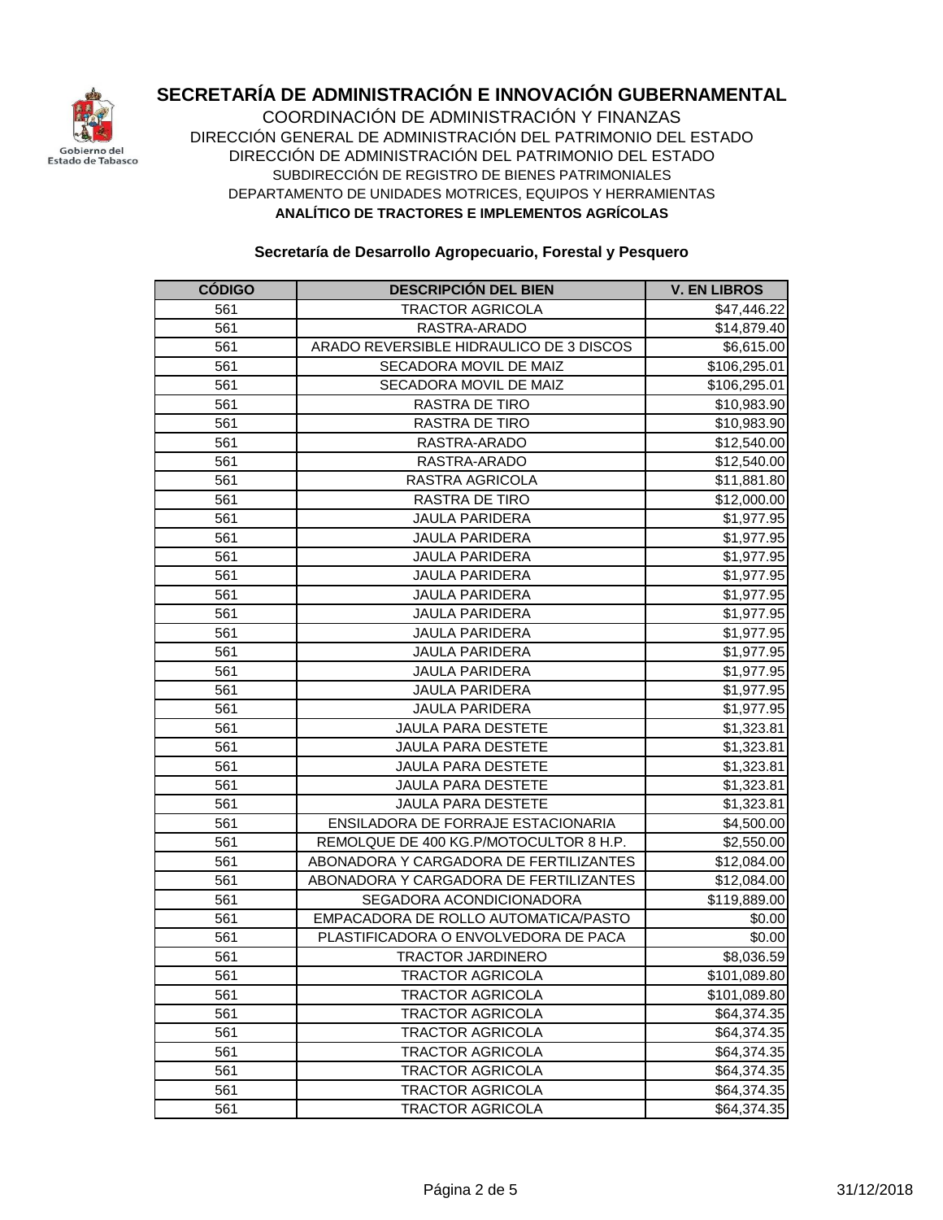# SECRETARÍA DE ADMINISTRACIÓN E INNOVACIÓN GUBERNAMENTAL

COORDINACIÓN DE ADMINISTRACIÓN Y FINANZAS
DIRECCIÓN GENERAL DE ADMINISTRACIÓN DEL PATRIMONIO DEL ESTADO
DIRECCIÓN DE ADMINISTRACIÓN DEL PATRIMONIO DEL ESTADO
SUBDIRECCIÓN DE REGISTRO DE BIENES PATRIMONIALES
DEPARTAMENTO DE UNIDADES MOTRICES, EQUIPOS Y HERRAMIENTAS

**ANALÍTICO DE TRACTORES E IMPLEMENTOS AGRÍCOLAS**

**Secretaría de Desarrollo Agropecuario, Forestal y Pesquero**

| CÓDIGO | DESCRIPCIÓN DEL BIEN | V. EN LIBROS |
|---|---|---|
| 561 | TRACTOR AGRICOLA | $47,446.22 |
| 561 | RASTRA-ARADO | $14,879.40 |
| 561 | ARADO REVERSIBLE HIDRAULICO DE 3 DISCOS | $6,615.00 |
| 561 | SECADORA MOVIL DE MAIZ | $106,295.01 |
| 561 | SECADORA MOVIL DE MAIZ | $106,295.01 |
| 561 | RASTRA DE TIRO | $10,983.90 |
| 561 | RASTRA DE TIRO | $10,983.90 |
| 561 | RASTRA-ARADO | $12,540.00 |
| 561 | RASTRA-ARADO | $12,540.00 |
| 561 | RASTRA AGRICOLA | $11,881.80 |
| 561 | RASTRA DE TIRO | $12,000.00 |
| 561 | JAULA PARIDERA | $1,977.95 |
| 561 | JAULA PARIDERA | $1,977.95 |
| 561 | JAULA PARIDERA | $1,977.95 |
| 561 | JAULA PARIDERA | $1,977.95 |
| 561 | JAULA PARIDERA | $1,977.95 |
| 561 | JAULA PARIDERA | $1,977.95 |
| 561 | JAULA PARIDERA | $1,977.95 |
| 561 | JAULA PARIDERA | $1,977.95 |
| 561 | JAULA PARIDERA | $1,977.95 |
| 561 | JAULA PARIDERA | $1,977.95 |
| 561 | JAULA PARIDERA | $1,977.95 |
| 561 | JAULA PARA DESTETE | $1,323.81 |
| 561 | JAULA PARA DESTETE | $1,323.81 |
| 561 | JAULA PARA DESTETE | $1,323.81 |
| 561 | JAULA PARA DESTETE | $1,323.81 |
| 561 | JAULA PARA DESTETE | $1,323.81 |
| 561 | ENSILADORA DE FORRAJE ESTACIONARIA | $4,500.00 |
| 561 | REMOLQUE DE 400 KG.P/MOTOCULTOR 8 H.P. | $2,550.00 |
| 561 | ABONADORA Y CARGADORA DE FERTILIZANTES | $12,084.00 |
| 561 | ABONADORA Y CARGADORA DE FERTILIZANTES | $12,084.00 |
| 561 | SEGADORA ACONDICIONADORA | $119,889.00 |
| 561 | EMPACADORA DE ROLLO AUTOMATICA/PASTO | $0.00 |
| 561 | PLASTIFICADORA O ENVOLVEDORA DE PACA | $0.00 |
| 561 | TRACTOR JARDINERO | $8,036.59 |
| 561 | TRACTOR AGRICOLA | $101,089.80 |
| 561 | TRACTOR AGRICOLA | $101,089.80 |
| 561 | TRACTOR AGRICOLA | $64,374.35 |
| 561 | TRACTOR AGRICOLA | $64,374.35 |
| 561 | TRACTOR AGRICOLA | $64,374.35 |
| 561 | TRACTOR AGRICOLA | $64,374.35 |
| 561 | TRACTOR AGRICOLA | $64,374.35 |
| 561 | TRACTOR AGRICOLA | $64,374.35 |

31/12/2018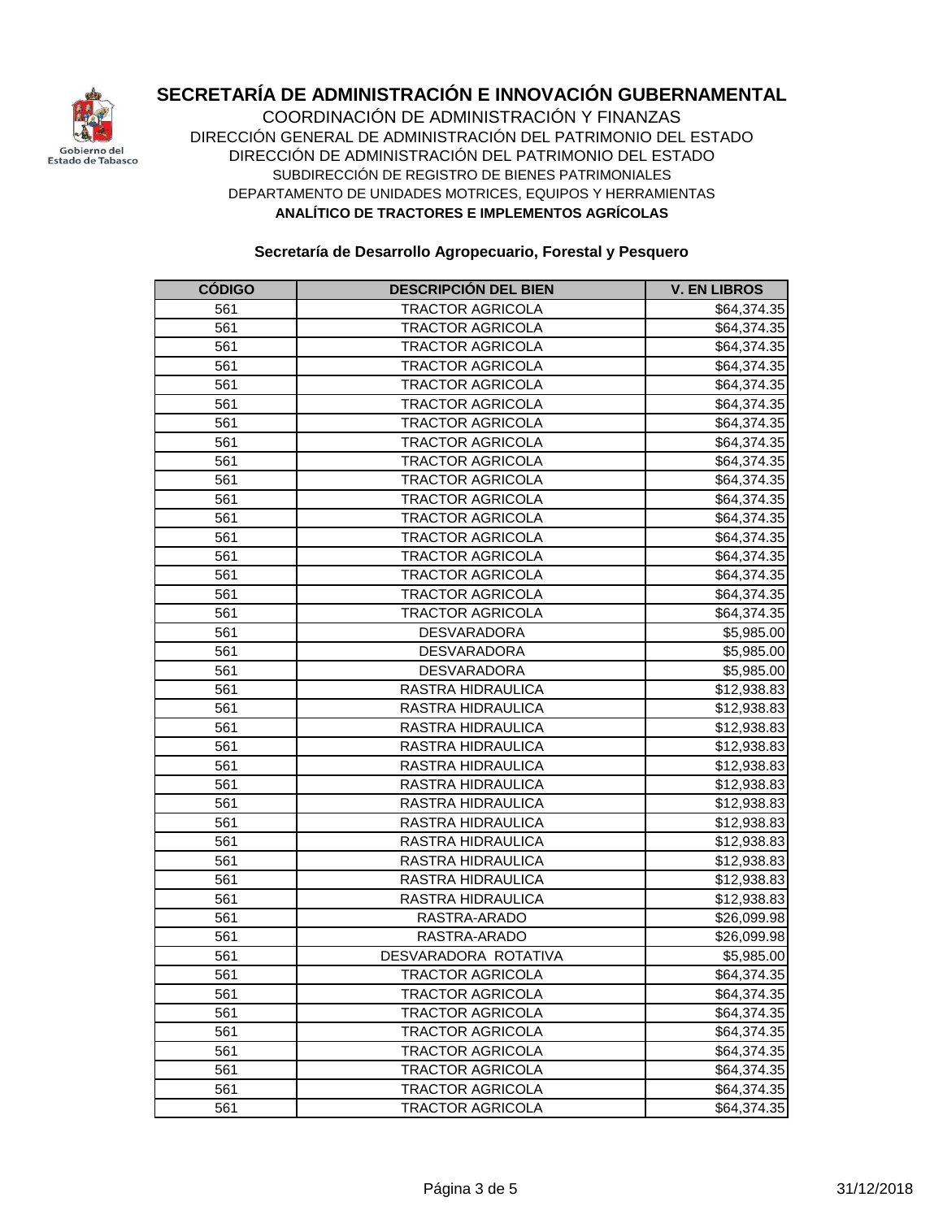Gobierno del Estado de Tabasco

# SECRETARÍA DE ADMINISTRACIÓN E INNOVACIÓN GUBERNAMENTAL

COORDINACIÓN DE ADMINISTRACIÓN Y FINANZAS
DIRECCIÓN GENERAL DE ADMINISTRACIÓN DEL PATRIMONIO DEL ESTADO
DIRECCIÓN DE ADMINISTRACIÓN DEL PATRIMONIO DEL ESTADO
SUBDIRECCIÓN DE REGISTRO DE BIENES PATRIMONIALES
DEPARTAMENTO DE UNIDADES MOTRICES, EQUIPOS Y HERRAMIENTAS

**ANALÍTICO DE TRACTORES E IMPLEMENTOS AGRÍCOLAS**

**Secretaría de Desarrollo Agropecuario, Forestal y Pesquero**

| CÓDIGO | DESCRIPCIÓN DEL BIEN | V. EN LIBROS |
|---|---|---|
| 561 | TRACTOR AGRICOLA | $64,374.35 |
| 561 | TRACTOR AGRICOLA | $64,374.35 |
| 561 | TRACTOR AGRICOLA | $64,374.35 |
| 561 | TRACTOR AGRICOLA | $64,374.35 |
| 561 | TRACTOR AGRICOLA | $64,374.35 |
| 561 | TRACTOR AGRICOLA | $64,374.35 |
| 561 | TRACTOR AGRICOLA | $64,374.35 |
| 561 | TRACTOR AGRICOLA | $64,374.35 |
| 561 | TRACTOR AGRICOLA | $64,374.35 |
| 561 | TRACTOR AGRICOLA | $64,374.35 |
| 561 | TRACTOR AGRICOLA | $64,374.35 |
| 561 | TRACTOR AGRICOLA | $64,374.35 |
| 561 | TRACTOR AGRICOLA | $64,374.35 |
| 561 | TRACTOR AGRICOLA | $64,374.35 |
| 561 | TRACTOR AGRICOLA | $64,374.35 |
| 561 | TRACTOR AGRICOLA | $64,374.35 |
| 561 | TRACTOR AGRICOLA | $64,374.35 |
| 561 | DESVARADORA | $5,985.00 |
| 561 | DESVARADORA | $5,985.00 |
| 561 | DESVARADORA | $5,985.00 |
| 561 | RASTRA HIDRAULICA | $12,938.83 |
| 561 | RASTRA HIDRAULICA | $12,938.83 |
| 561 | RASTRA HIDRAULICA | $12,938.83 |
| 561 | RASTRA HIDRAULICA | $12,938.83 |
| 561 | RASTRA HIDRAULICA | $12,938.83 |
| 561 | RASTRA HIDRAULICA | $12,938.83 |
| 561 | RASTRA HIDRAULICA | $12,938.83 |
| 561 | RASTRA HIDRAULICA | $12,938.83 |
| 561 | RASTRA HIDRAULICA | $12,938.83 |
| 561 | RASTRA HIDRAULICA | $12,938.83 |
| 561 | RASTRA HIDRAULICA | $12,938.83 |
| 561 | RASTRA HIDRAULICA | $12,938.83 |
| 561 | RASTRA-ARADO | $26,099.98 |
| 561 | RASTRA-ARADO | $26,099.98 |
| 561 | DESVARADORA ROTATIVA | $5,985.00 |
| 561 | TRACTOR AGRICOLA | $64,374.35 |
| 561 | TRACTOR AGRICOLA | $64,374.35 |
| 561 | TRACTOR AGRICOLA | $64,374.35 |
| 561 | TRACTOR AGRICOLA | $64,374.35 |
| 561 | TRACTOR AGRICOLA | $64,374.35 |
| 561 | TRACTOR AGRICOLA | $64,374.35 |
| 561 | TRACTOR AGRICOLA | $64,374.35 |
| 561 | TRACTOR AGRICOLA | $64,374.35 |

31/12/2018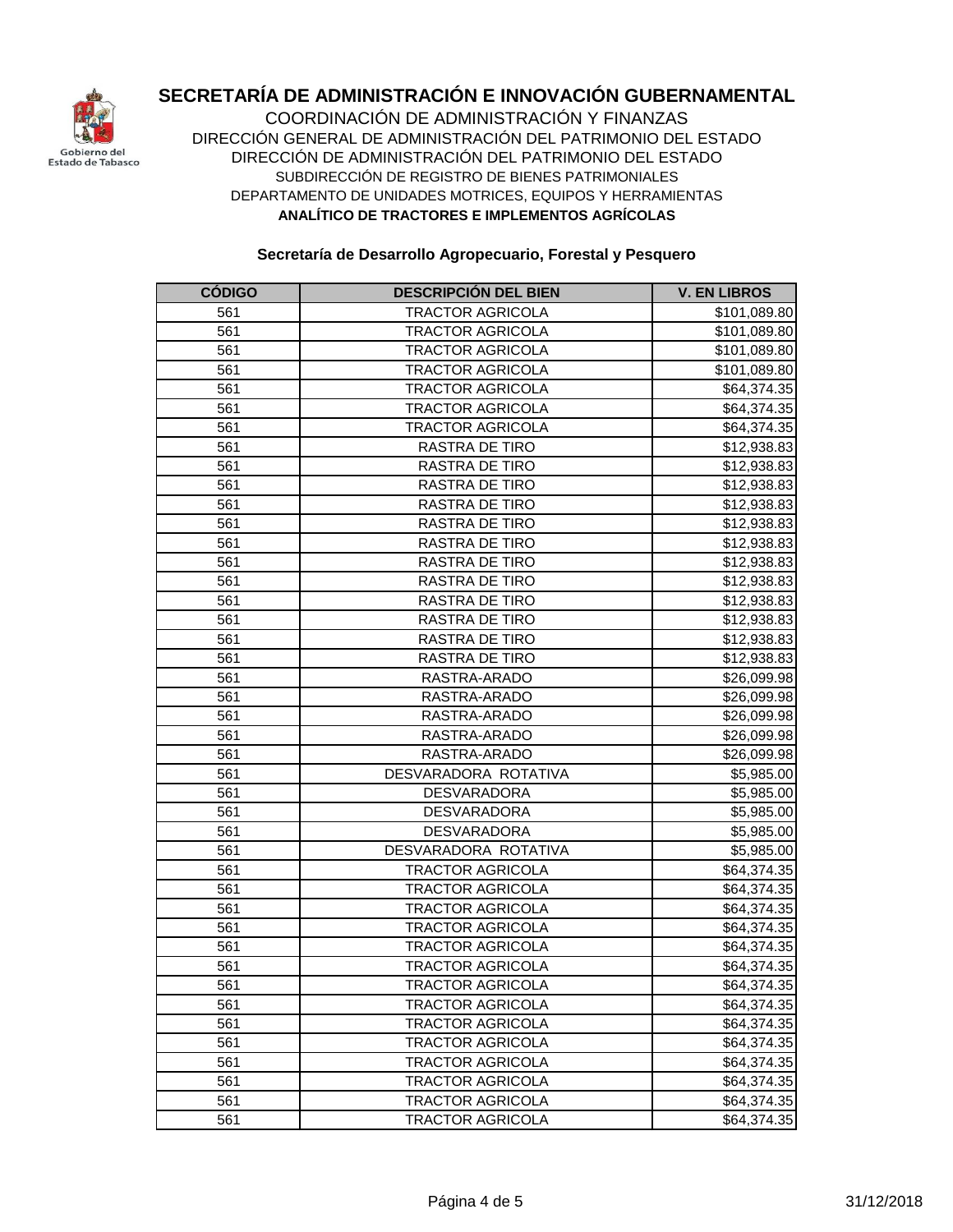# SECRETARÍA DE ADMINISTRACIÓN E INNOVACIÓN GUBERNAMENTAL

COORDINACIÓN DE ADMINISTRACIÓN Y FINANZAS
DIRECCIÓN GENERAL DE ADMINISTRACIÓN DEL PATRIMONIO DEL ESTADO
DIRECCIÓN DE ADMINISTRACIÓN DEL PATRIMONIO DEL ESTADO
SUBDIRECCIÓN DE REGISTRO DE BIENES PATRIMONIALES
DEPARTAMENTO DE UNIDADES MOTRICES, EQUIPOS Y HERRAMIENTAS

**ANALÍTICO DE TRACTORES E IMPLEMENTOS AGRÍCOLAS**

**Secretaría de Desarrollo Agropecuario, Forestal y Pesquero**

| CÓDIGO | DESCRIPCIÓN DEL BIEN | V. EN LIBROS |
|---|---|---|
| 561 | TRACTOR AGRICOLA | $101,089.80 |
| 561 | TRACTOR AGRICOLA | $101,089.80 |
| 561 | TRACTOR AGRICOLA | $101,089.80 |
| 561 | TRACTOR AGRICOLA | $101,089.80 |
| 561 | TRACTOR AGRICOLA | $64,374.35 |
| 561 | TRACTOR AGRICOLA | $64,374.35 |
| 561 | TRACTOR AGRICOLA | $64,374.35 |
| 561 | RASTRA DE TIRO | $12,938.83 |
| 561 | RASTRA DE TIRO | $12,938.83 |
| 561 | RASTRA DE TIRO | $12,938.83 |
| 561 | RASTRA DE TIRO | $12,938.83 |
| 561 | RASTRA DE TIRO | $12,938.83 |
| 561 | RASTRA DE TIRO | $12,938.83 |
| 561 | RASTRA DE TIRO | $12,938.83 |
| 561 | RASTRA DE TIRO | $12,938.83 |
| 561 | RASTRA DE TIRO | $12,938.83 |
| 561 | RASTRA DE TIRO | $12,938.83 |
| 561 | RASTRA DE TIRO | $12,938.83 |
| 561 | RASTRA DE TIRO | $12,938.83 |
| 561 | RASTRA-ARADO | $26,099.98 |
| 561 | RASTRA-ARADO | $26,099.98 |
| 561 | RASTRA-ARADO | $26,099.98 |
| 561 | RASTRA-ARADO | $26,099.98 |
| 561 | RASTRA-ARADO | $26,099.98 |
| 561 | DESVARADORA ROTATIVA | $5,985.00 |
| 561 | DESVARADORA | $5,985.00 |
| 561 | DESVARADORA | $5,985.00 |
| 561 | DESVARADORA | $5,985.00 |
| 561 | DESVARADORA ROTATIVA | $5,985.00 |
| 561 | TRACTOR AGRICOLA | $64,374.35 |
| 561 | TRACTOR AGRICOLA | $64,374.35 |
| 561 | TRACTOR AGRICOLA | $64,374.35 |
| 561 | TRACTOR AGRICOLA | $64,374.35 |
| 561 | TRACTOR AGRICOLA | $64,374.35 |
| 561 | TRACTOR AGRICOLA | $64,374.35 |
| 561 | TRACTOR AGRICOLA | $64,374.35 |
| 561 | TRACTOR AGRICOLA | $64,374.35 |
| 561 | TRACTOR AGRICOLA | $64,374.35 |
| 561 | TRACTOR AGRICOLA | $64,374.35 |
| 561 | TRACTOR AGRICOLA | $64,374.35 |
| 561 | TRACTOR AGRICOLA | $64,374.35 |
| 561 | TRACTOR AGRICOLA | $64,374.35 |
| 561 | TRACTOR AGRICOLA | $64,374.35 |

31/12/2018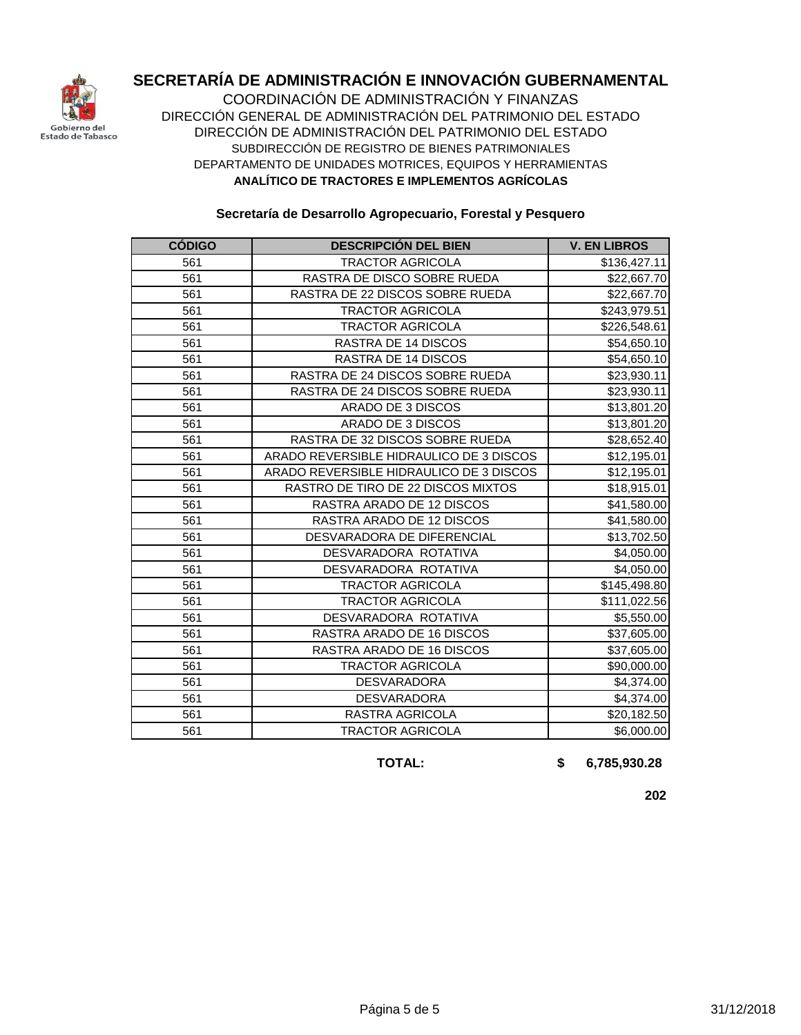# SECRETARÍA DE ADMINISTRACIÓN E INNOVACIÓN GUBERNAMENTAL

COORDINACIÓN DE ADMINISTRACIÓN Y FINANZAS
DIRECCIÓN GENERAL DE ADMINISTRACIÓN DEL PATRIMONIO DEL ESTADO
DIRECCIÓN DE ADMINISTRACIÓN DEL PATRIMONIO DEL ESTADO
SUBDIRECCIÓN DE REGISTRO DE BIENES PATRIMONIALES
DEPARTAMENTO DE UNIDADES MOTRICES, EQUIPOS Y HERRAMIENTAS

**ANALÍTICO DE TRACTORES E IMPLEMENTOS AGRÍCOLAS**

**Secretaría de Desarrollo Agropecuario, Forestal y Pesquero**

| CÓDIGO | DESCRIPCIÓN DEL BIEN | V. EN LIBROS |
|---|---|---|
| 561 | TRACTOR AGRICOLA | $136,427.11 |
| 561 | RASTRA DE DISCO SOBRE RUEDA | $22,667.70 |
| 561 | RASTRA DE 22 DISCOS SOBRE RUEDA | $22,667.70 |
| 561 | TRACTOR AGRICOLA | $243,979.51 |
| 561 | TRACTOR AGRICOLA | $226,548.61 |
| 561 | RASTRA DE 14 DISCOS | $54,650.10 |
| 561 | RASTRA DE 14 DISCOS | $54,650.10 |
| 561 | RASTRA DE 24 DISCOS SOBRE RUEDA | $23,930.11 |
| 561 | RASTRA DE 24 DISCOS SOBRE RUEDA | $23,930.11 |
| 561 | ARADO DE 3 DISCOS | $13,801.20 |
| 561 | ARADO DE 3 DISCOS | $13,801.20 |
| 561 | RASTRA DE 32 DISCOS SOBRE RUEDA | $28,652.40 |
| 561 | ARADO REVERSIBLE HIDRAULICO DE 3 DISCOS | $12,195.01 |
| 561 | ARADO REVERSIBLE HIDRAULICO DE 3 DISCOS | $12,195.01 |
| 561 | RASTRO DE TIRO DE 22 DISCOS MIXTOS | $18,915.01 |
| 561 | RASTRA ARADO DE 12 DISCOS | $41,580.00 |
| 561 | RASTRA ARADO DE 12 DISCOS | $41,580.00 |
| 561 | DESVARADORA DE DIFERENCIAL | $13,702.50 |
| 561 | DESVARADORA ROTATIVA | $4,050.00 |
| 561 | DESVARADORA ROTATIVA | $4,050.00 |
| 561 | TRACTOR AGRICOLA | $145,498.80 |
| 561 | TRACTOR AGRICOLA | $111,022.56 |
| 561 | DESVARADORA ROTATIVA | $5,550.00 |
| 561 | RASTRA ARADO DE 16 DISCOS | $37,605.00 |
| 561 | RASTRA ARADO DE 16 DISCOS | $37,605.00 |
| 561 | TRACTOR AGRICOLA | $90,000.00 |
| 561 | DESVARADORA | $4,374.00 |
| 561 | DESVARADORA | $4,374.00 |
| 561 | RASTRA AGRICOLA | $20,182.50 |
| 561 | TRACTOR AGRICOLA | $6,000.00 |

**TOTAL: $ 6,785,930.28**

**202**

31/12/2018